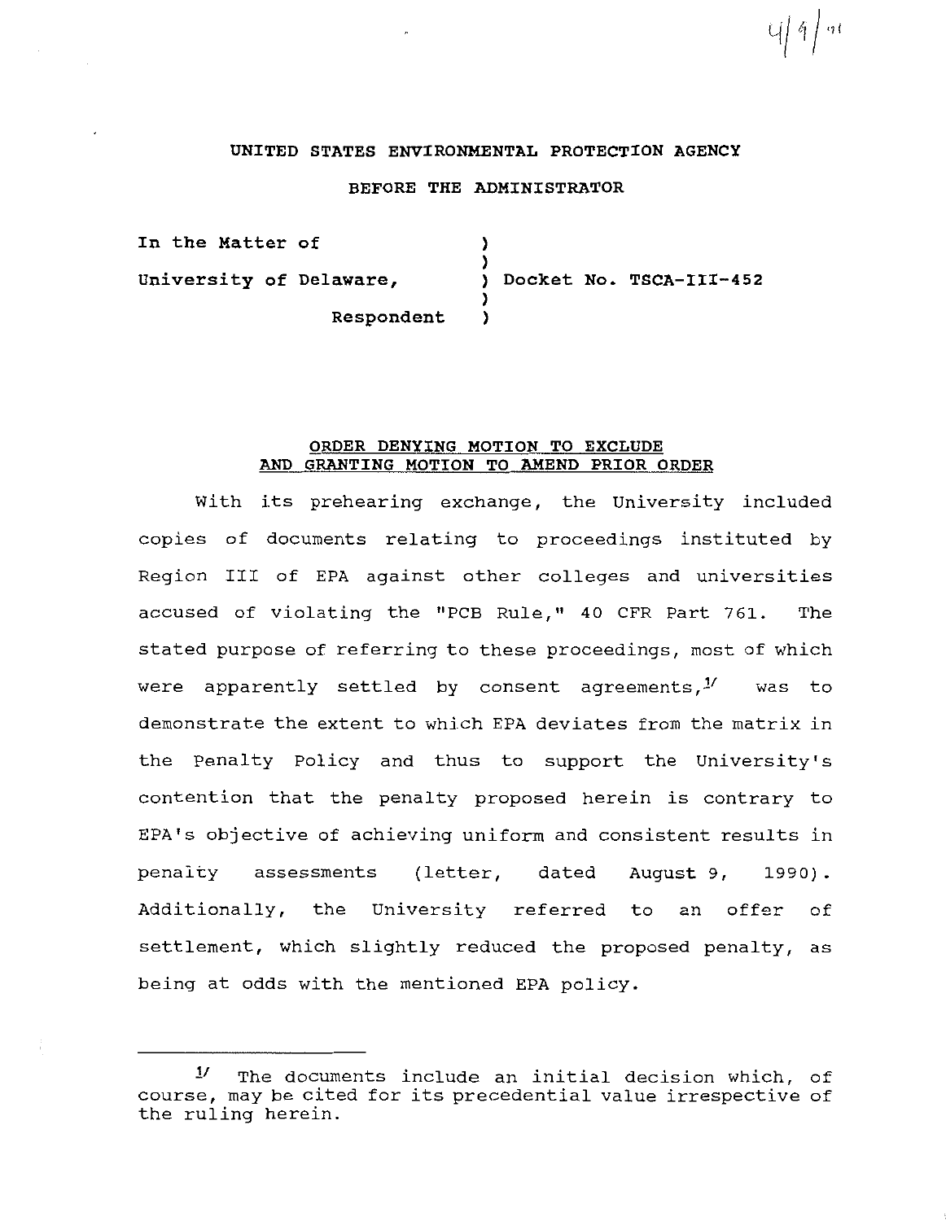4/4/91

UNITED STATES ENVIRONMENTAL PROTECTION AGENCY

BEFORE THE ADMINISTRATOR

In the Matter of

University of Delaware,

Respondent

Docket No. TSCA-III-452

ORDER DENYING MOTION TO EXCLUDE AND GRANTING MOTION TO AMEND PRIOR ORDER

With its prehearing exchange, the University included copies of documents relating to proceedings instituted by Region III of EPA against other colleges and universities accused of violating the "PCB Rule," 40 CFR Part 761. The stated purpose of referring to these proceedings, most of which were apparently settled by consent agreements,[1] was to demonstrate the extent to which EPA deviates from the matrix in the Penalty Policy and thus to support the University's contention that the penalty proposed herein is contrary to EPA's objective of achieving uniform and consistent results in penalty assessments (letter, dated August 9, 1990). Additionally, the University referred to an offer of settlement, which slightly reduced the proposed penalty, as being at odds with the mentioned EPA policy.

[1] The documents include an initial decision which, of course, may be cited for its precedential value irrespective of the ruling herein.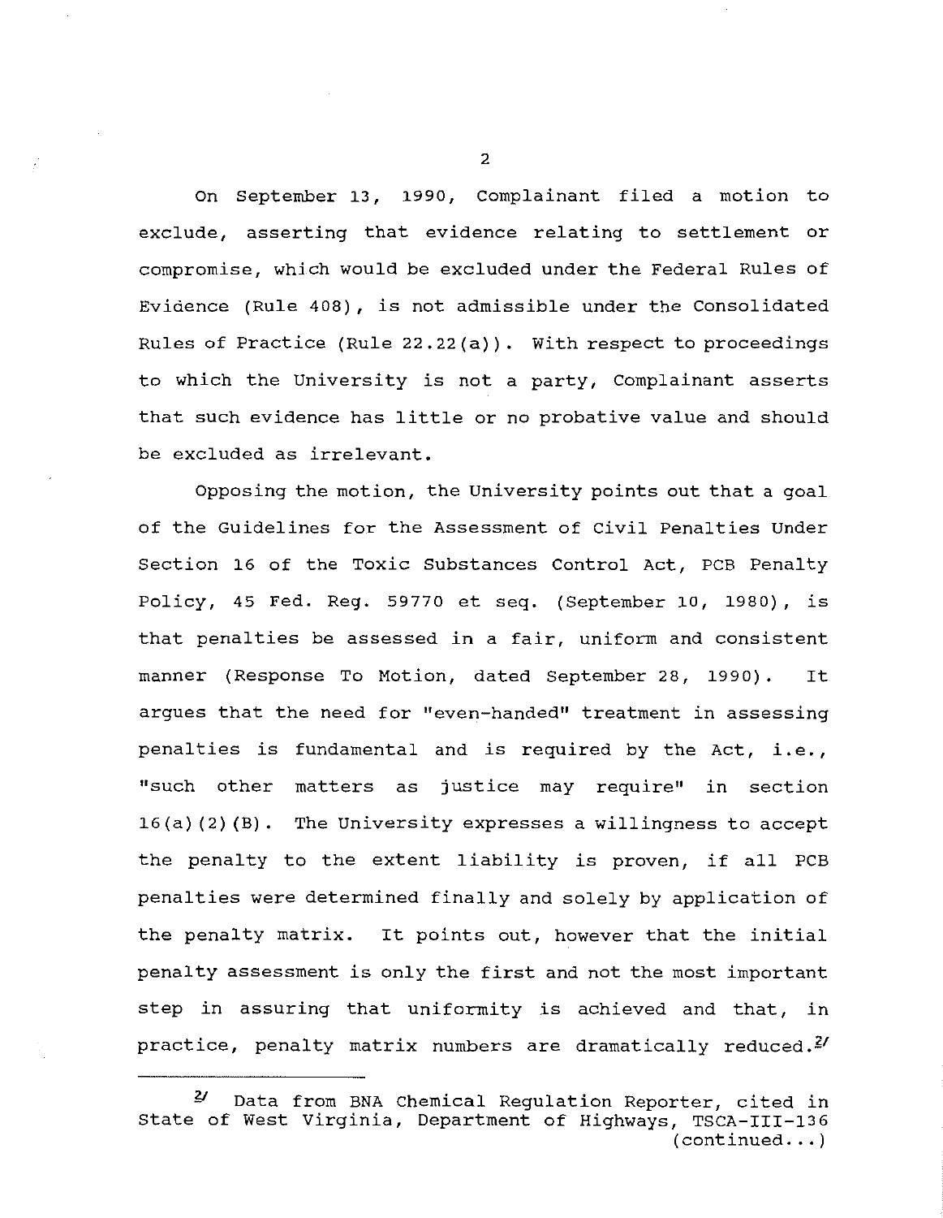On September 13, 1990, Complainant filed a motion to exclude, asserting that evidence relating to settlement or compromise, which would be excluded under the Federal Rules of Evidence (Rule 408), is not admissible under the Consolidated Rules of Practice (Rule 22.22(a)). With respect to proceedings to which the University is not a party, Complainant asserts that such evidence has little or no probative value and should be excluded as irrelevant.

Opposing the motion, the University points out that a goal of the Guidelines for the Assessment of Civil Penalties Under Section 16 of the Toxic Substances Control Act, PCB Penalty Policy, 45 Fed. Reg. 59770 et seq. (September 10, 1980), is that penalties be assessed in a fair, uniform and consistent manner (Response To Motion, dated September 28, 1990). It argues that the need for "even-handed" treatment in assessing penalties is fundamental and is required by the Act, i.e., "such other matters as justice may require" in section 16(a)(2)(B). The University expresses a willingness to accept the penalty to the extent liability is proven, if all PCB penalties were determined finally and solely by application of the penalty matrix. It points out, however that the initial penalty assessment is only the first and not the most important step in assuring that uniformity is achieved and that, in practice, penalty matrix numbers are dramatically reduced.[2]

---

[2] Data from BNA Chemical Regulation Reporter, cited in State of West Virginia, Department of Highways, TSCA-III-136 (continued...)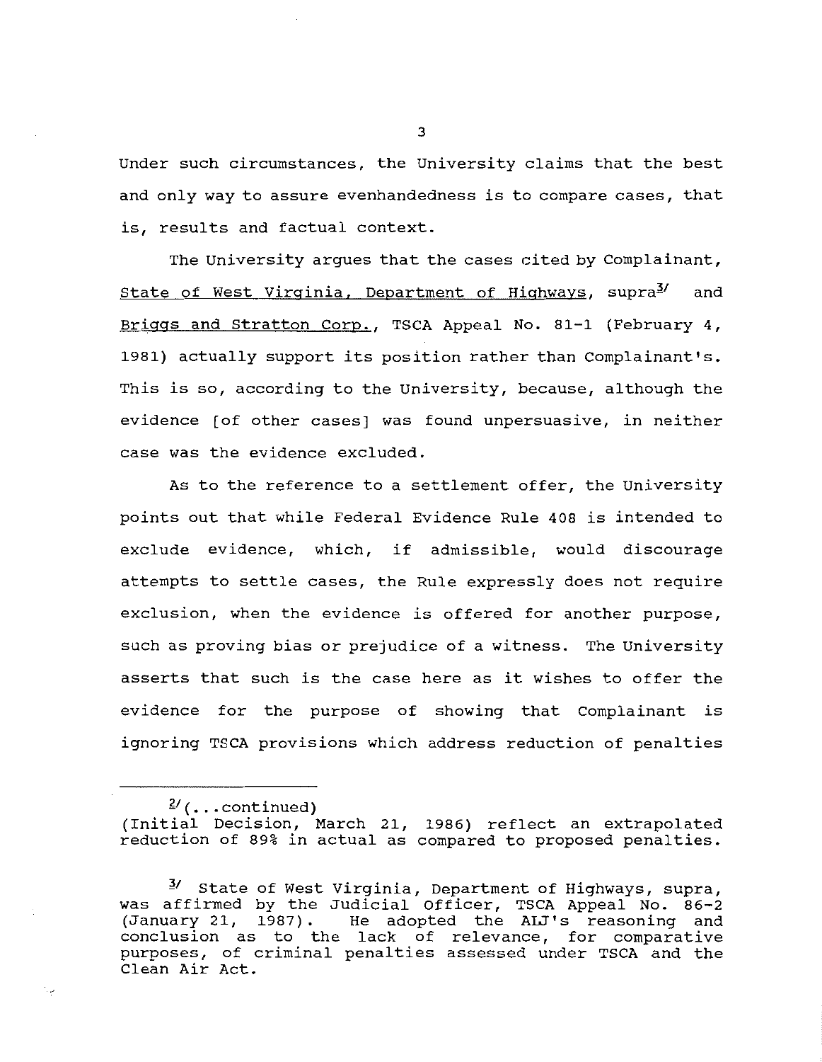Under such circumstances, the University claims that the best and only way to assure evenhandedness is to compare cases, that is, results and factual context.

The University argues that the cases cited by Complainant, State of West Virginia, Department of Highways, supra[3] and Briggs and Stratton Corp., TSCA Appeal No. 81-1 (February 4, 1981) actually support its position rather than Complainant's. This is so, according to the University, because, although the evidence [of other cases] was found unpersuasive, in neither case was the evidence excluded.

As to the reference to a settlement offer, the University points out that while Federal Evidence Rule 408 is intended to exclude evidence, which, if admissible, would discourage attempts to settle cases, the Rule expressly does not require exclusion, when the evidence is offered for another purpose, such as proving bias or prejudice of a witness. The University asserts that such is the case here as it wishes to offer the evidence for the purpose of showing that Complainant is ignoring TSCA provisions which address reduction of penalties

---

[2](...continued) (Initial Decision, March 21, 1986) reflect an extrapolated reduction of 89% in actual as compared to proposed penalties.

[3] State of West Virginia, Department of Highways, supra, was affirmed by the Judicial Officer, TSCA Appeal No. 86-2 (January 21, 1987). He adopted the ALJ's reasoning and conclusion as to the lack of relevance, for comparative purposes, of criminal penalties assessed under TSCA and the Clean Air Act.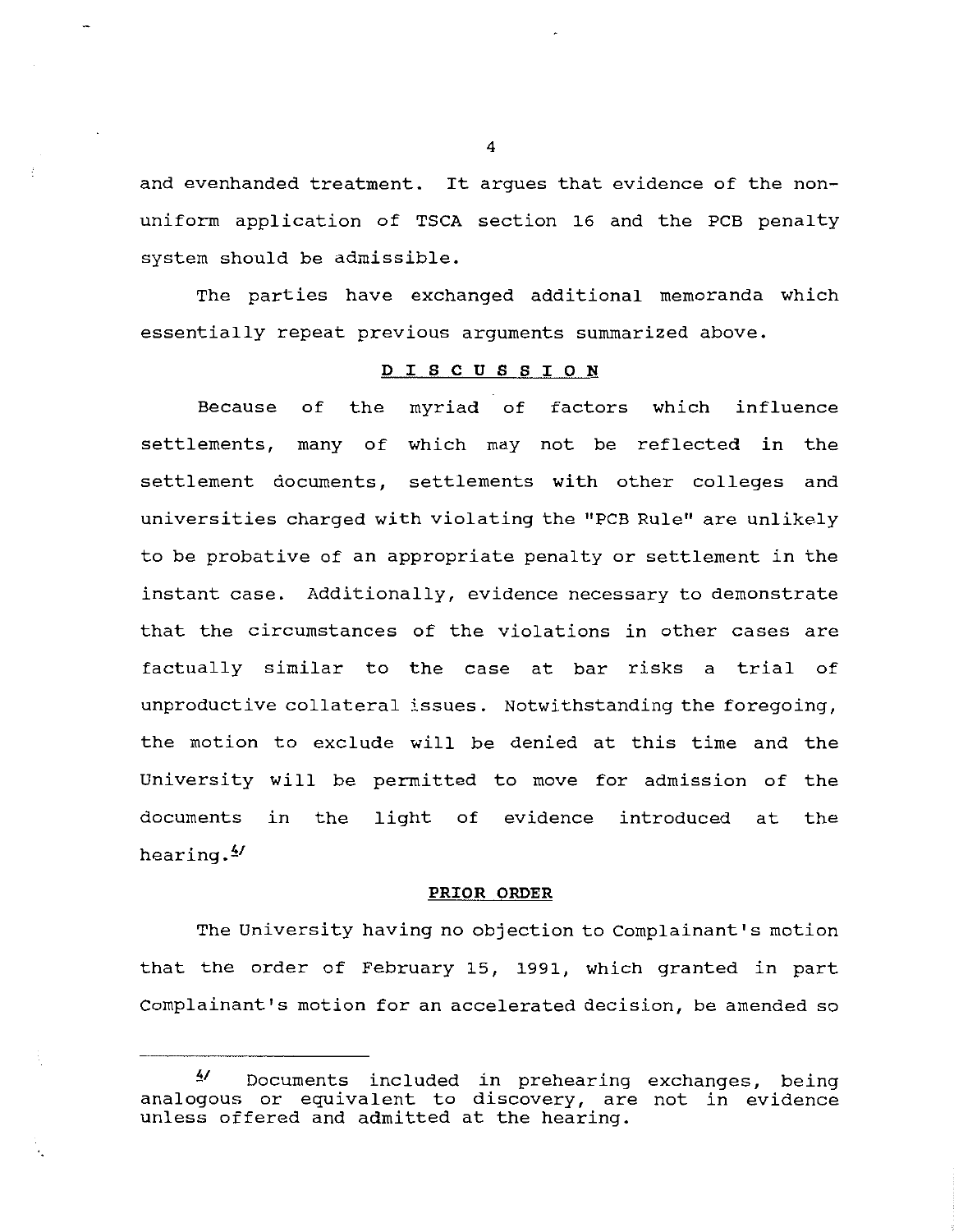and evenhanded treatment. It argues that evidence of the non-uniform application of TSCA section 16 and the PCB penalty system should be admissible.

The parties have exchanged additional memoranda which essentially repeat previous arguments summarized above.

## DISCUSSION

Because of the myriad of factors which influence settlements, many of which may not be reflected in the settlement documents, settlements with other colleges and universities charged with violating the "PCB Rule" are unlikely to be probative of an appropriate penalty or settlement in the instant case. Additionally, evidence necessary to demonstrate that the circumstances of the violations in other cases are factually similar to the case at bar risks a trial of unproductive collateral issues. Notwithstanding the foregoing, the motion to exclude will be denied at this time and the University will be permitted to move for admission of the documents in the light of evidence introduced at the hearing.[4]

## PRIOR ORDER

The University having no objection to Complainant's motion that the order of February 15, 1991, which granted in part Complainant's motion for an accelerated decision, be amended so

---

[4] Documents included in prehearing exchanges, being analogous or equivalent to discovery, are not in evidence unless offered and admitted at the hearing.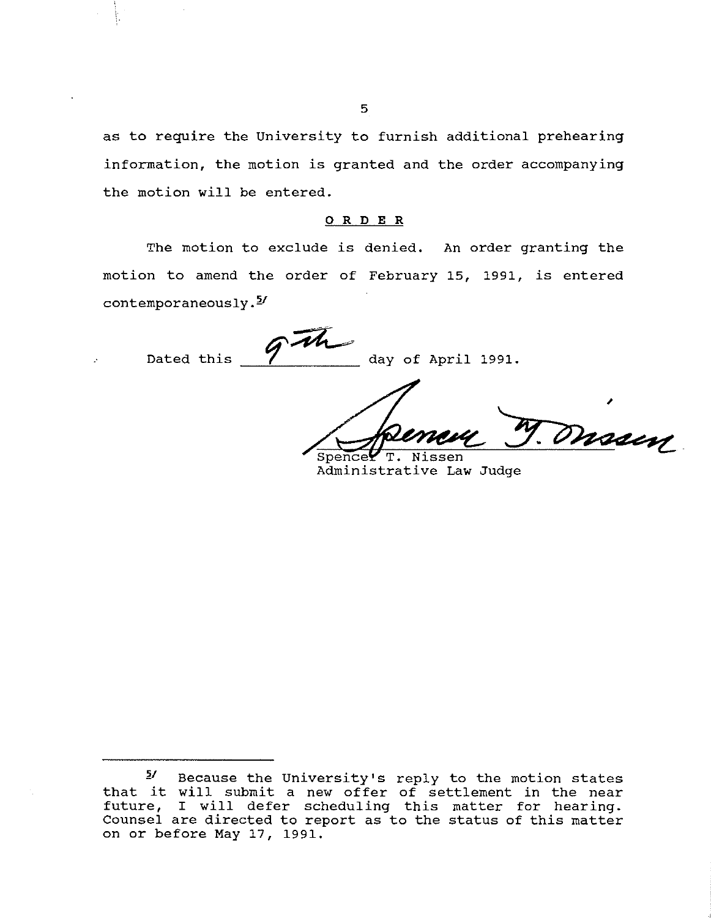as to require the University to furnish additional prehearing information, the motion is granted and the order accompanying the motion will be entered.

**O R D E R**

The motion to exclude is denied. An order granting the motion to amend the order of February 15, 1991, is entered contemporaneously.[5]

Dated this 9th day of April 1991.

Spencer T. Nissen
Administrative Law Judge

---

[5] Because the University's reply to the motion states that it will submit a new offer of settlement in the near future, I will defer scheduling this matter for hearing. Counsel are directed to report as to the status of this matter on or before May 17, 1991.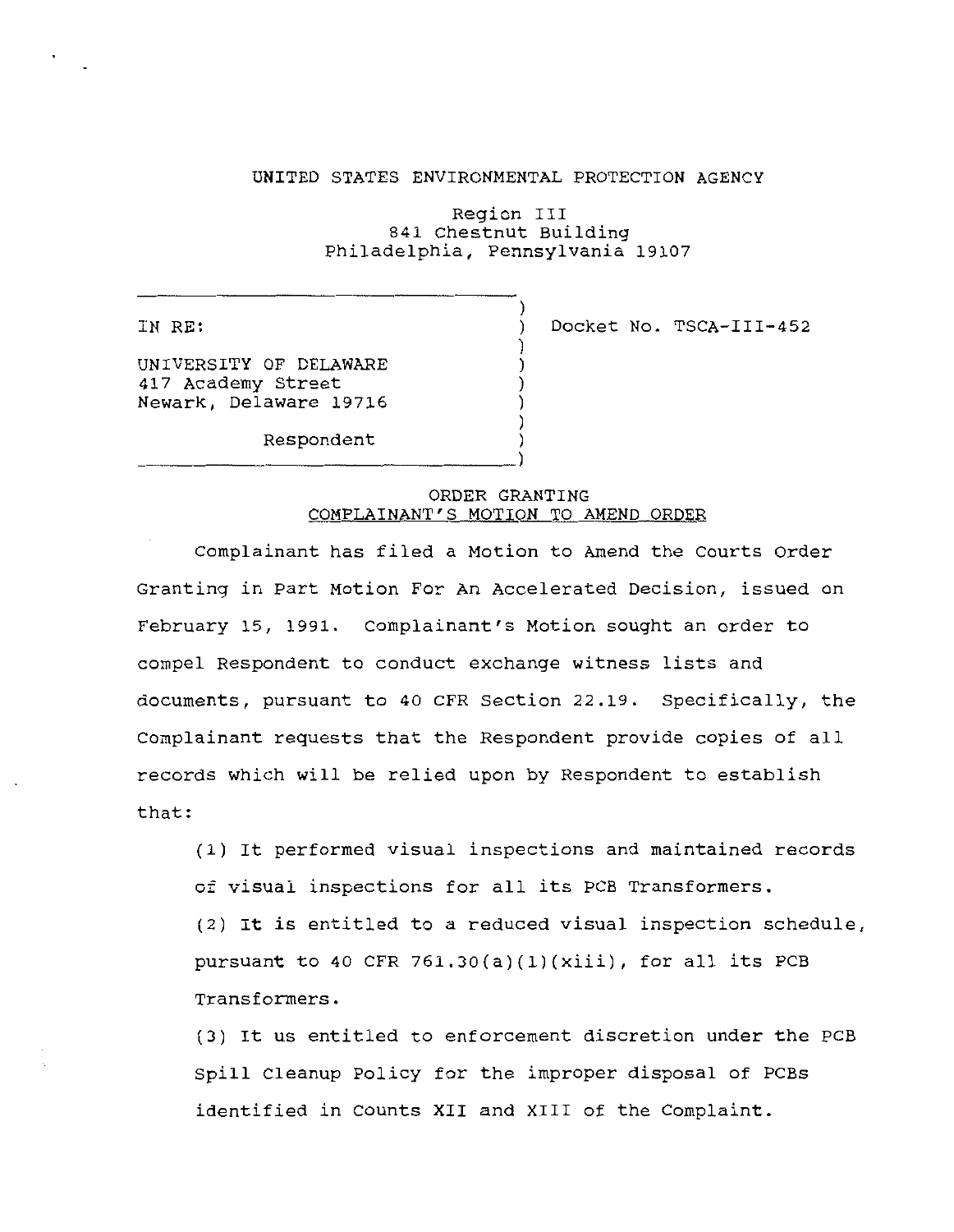UNITED STATES ENVIRONMENTAL PROTECTION AGENCY

Region III
841 Chestnut Building
Philadelphia, Pennsylvania 19107

| | |
|---|---|
| IN RE:<br><br>UNIVERSITY OF DELAWARE<br>417 Academy Street<br>Newark, Delaware 19716<br><br>Respondent | Docket No. TSCA-III-452 |

ORDER GRANTING
COMPLAINANT'S MOTION TO AMEND ORDER

Complainant has filed a Motion to Amend the Courts Order Granting in Part Motion For An Accelerated Decision, issued on February 15, 1991. Complainant's Motion sought an order to compel Respondent to conduct exchange witness lists and documents, pursuant to 40 CFR Section 22.19. Specifically, the Complainant requests that the Respondent provide copies of all records which will be relied upon by Respondent to establish that:

(1) It performed visual inspections and maintained records of visual inspections for all its PCB Transformers.

(2) It is entitled to a reduced visual inspection schedule, pursuant to 40 CFR 761.30(a)(1)(xiii), for all its PCB Transformers.

(3) It us entitled to enforcement discretion under the PCB Spill Cleanup Policy for the improper disposal of PCBs identified in Counts XII and XIII of the Complaint.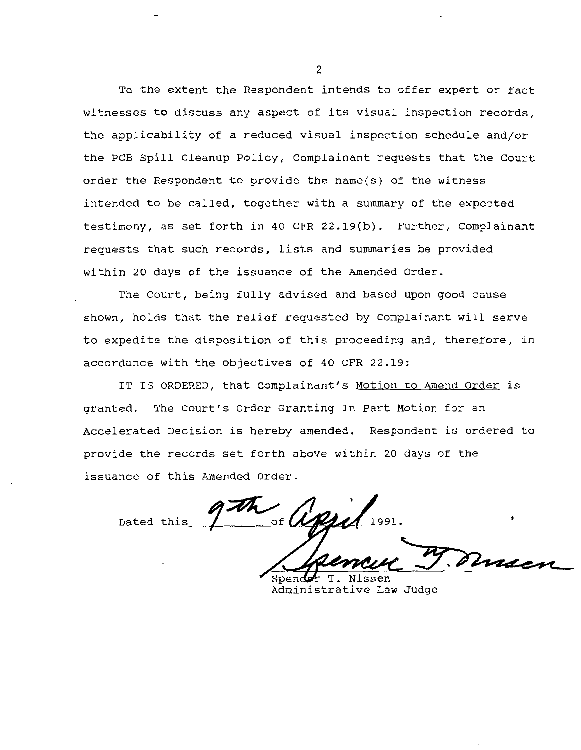To the extent the Respondent intends to offer expert or fact witnesses to discuss any aspect of its visual inspection records, the applicability of a reduced visual inspection schedule and/or the PCB Spill Cleanup Policy, Complainant requests that the Court order the Respondent to provide the name(s) of the witness intended to be called, together with a summary of the expected testimony, as set forth in 40 CFR 22.19(b). Further, Complainant requests that such records, lists and summaries be provided within 20 days of the issuance of the Amended Order.

The Court, being fully advised and based upon good cause shown, holds that the relief requested by Complainant will serve to expedite the disposition of this proceeding and, therefore, in accordance with the objectives of 40 CFR 22.19:

IT IS ORDERED, that Complainant's Motion to Amend Order is granted. The Court's Order Granting In Part Motion for an Accelerated Decision is hereby amended. Respondent is ordered to provide the records set forth above within 20 days of the issuance of this Amended Order.

Dated this 9th of April 1991.

Spencer T. Nissen
Administrative Law Judge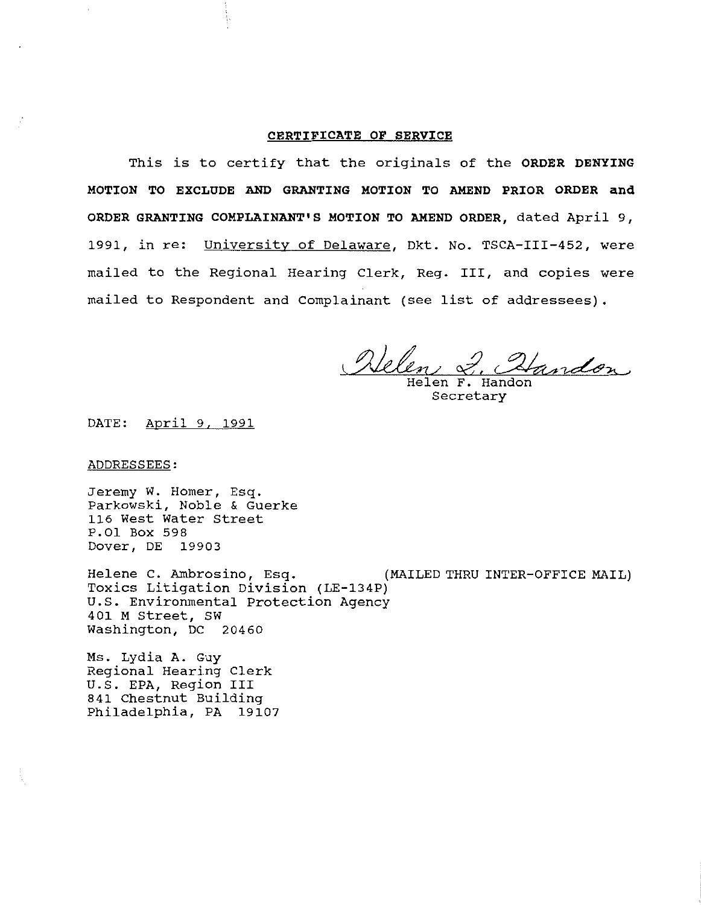## CERTIFICATE OF SERVICE

This is to certify that the originals of the **ORDER DENYING MOTION TO EXCLUDE AND GRANTING MOTION TO AMEND PRIOR ORDER and ORDER GRANTING COMPLAINANT'S MOTION TO AMEND ORDER**, dated April 9, 1991, in re: University of Delaware, Dkt. No. TSCA-III-452, were mailed to the Regional Hearing Clerk, Reg. III, and copies were mailed to Respondent and Complainant (see list of addressees).

Helen F. Handon
Secretary

DATE: April 9, 1991

ADDRESSEES:

Jeremy W. Homer, Esq.
Parkowski, Noble & Guerke
116 West Water Street
P.O1 Box 598
Dover, DE 19903

Helene C. Ambrosino, Esq. (MAILED THRU INTER-OFFICE MAIL)
Toxics Litigation Division (LE-134P)
U.S. Environmental Protection Agency
401 M Street, SW
Washington, DC 20460

Ms. Lydia A. Guy
Regional Hearing Clerk
U.S. EPA, Region III
841 Chestnut Building
Philadelphia, PA 19107